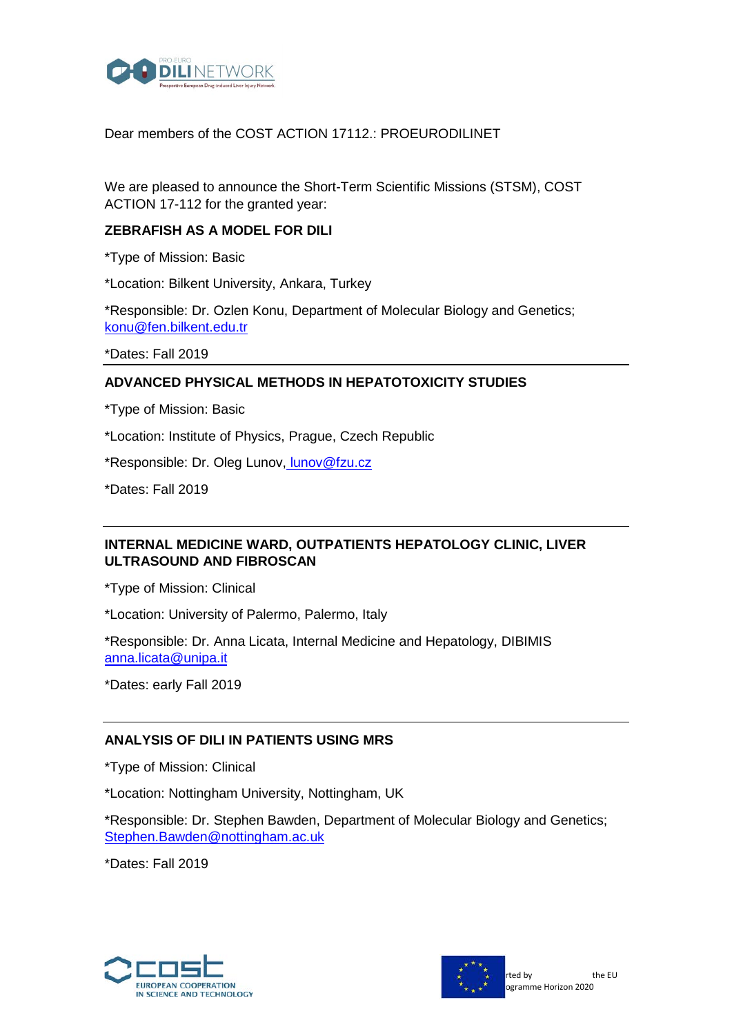Dear members of the COST ACTION 17112.: PROEURODILINET

We are pleased to announce the Short-Term Scientific Missions (STSM), COST ACTION 17-112 for the granted year:

**ZEBRAFISH AS A MODEL FOR DILI**

*Type of Mission: Basic

*Location: Bilkent University, Ankara, Turkey

*Responsible: Dr. Ozlen Konu, Department of Molecular Biology and Genetics; konu@fen.bilkent.edu.tr

*Dates: Fall 2019

---

**ADVANCED PHYSICAL METHODS IN HEPATOTOXICITY STUDIES**

*Type of Mission: Basic

*Location: Institute of Physics, Prague, Czech Republic

*Responsible: Dr. Oleg Lunov, lunov@fzu.cz

*Dates: Fall 2019

---

**INTERNAL MEDICINE WARD, OUTPATIENTS HEPATOLOGY CLINIC, LIVER ULTRASOUND AND FIBROSCAN**

*Type of Mission: Clinical

*Location: University of Palermo, Palermo, Italy

*Responsible: Dr. Anna Licata, Internal Medicine and Hepatology, DIBIMIS anna.licata@unipa.it

*Dates: early Fall 2019

---

**ANALYSIS OF DILI IN PATIENTS USING MRS**

*Type of Mission: Clinical

*Location: Nottingham University, Nottingham, UK

*Responsible: Dr. Stephen Bawden, Department of Molecular Biology and Genetics; Stephen.Bawden@nottingham.ac.uk

*Dates: Fall 2019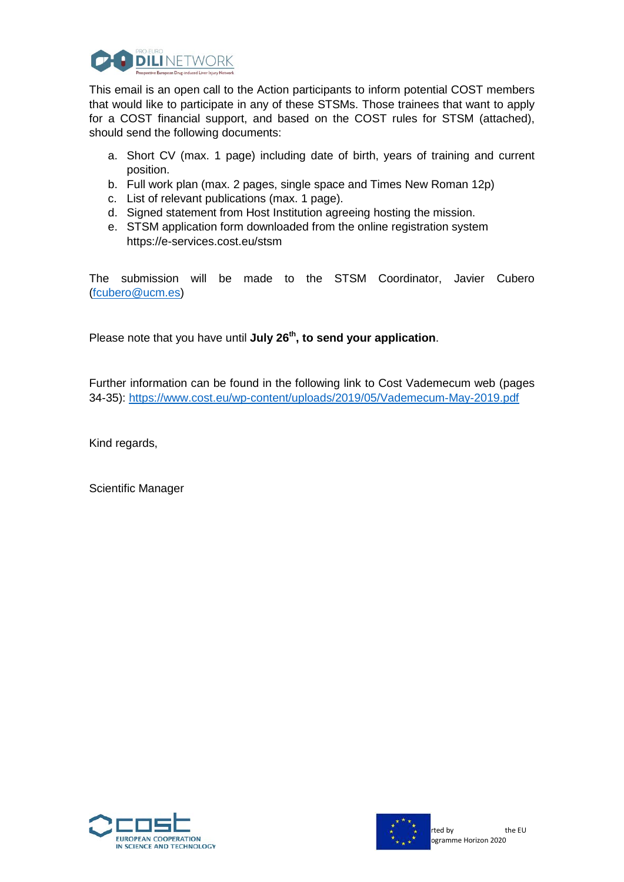This email is an open call to the Action participants to inform potential COST members that would like to participate in any of these STSMs. Those trainees that want to apply for a COST financial support, and based on the COST rules for STSM (attached), should send the following documents:

a. Short CV (max. 1 page) including date of birth, years of training and current position.
b. Full work plan (max. 2 pages, single space and Times New Roman 12p)
c. List of relevant publications (max. 1 page).
d. Signed statement from Host Institution agreeing hosting the mission.
e. STSM application form downloaded from the online registration system https://e-services.cost.eu/stsm

The submission will be made to the STSM Coordinator, Javier Cubero (fcubero@ucm.es)

Please note that you have until **July 26th, to send your application**.

Further information can be found in the following link to Cost Vademecum web (pages 34-35): https://www.cost.eu/wp-content/uploads/2019/05/Vademecum-May-2019.pdf

Kind regards,

Scientific Manager